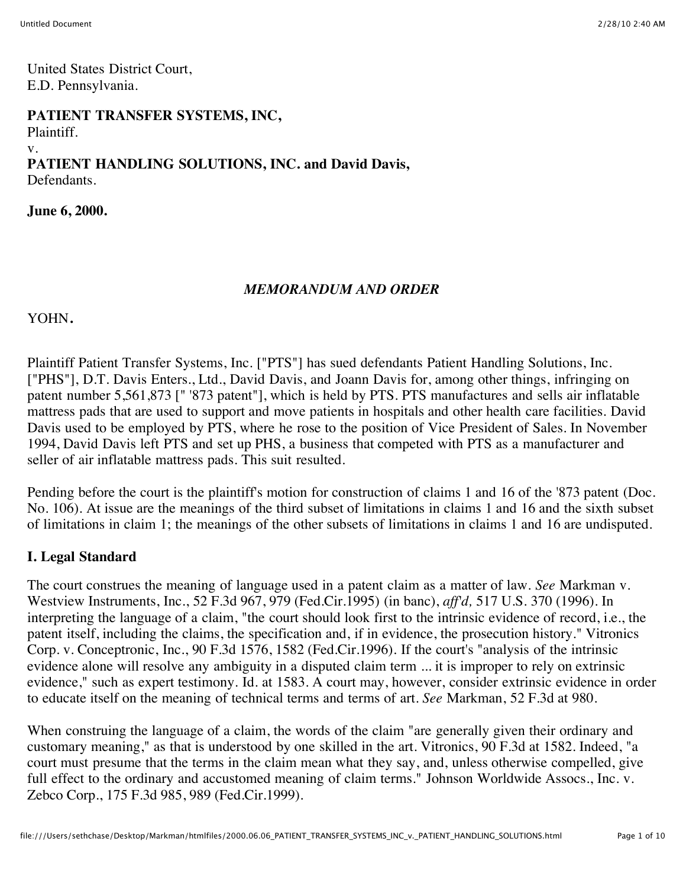United States District Court,
E.D. Pennsylvania.

**PATIENT TRANSFER SYSTEMS, INC,**
Plaintiff.
v.
**PATIENT HANDLING SOLUTIONS, INC. and David Davis,**
Defendants.

**June 6, 2000.**

*MEMORANDUM AND ORDER*

YOHN.

Plaintiff Patient Transfer Systems, Inc. ["PTS"] has sued defendants Patient Handling Solutions, Inc. ["PHS"], D.T. Davis Enters., Ltd., David Davis, and Joann Davis for, among other things, infringing on patent number 5,561,873 [" '873 patent"], which is held by PTS. PTS manufactures and sells air inflatable mattress pads that are used to support and move patients in hospitals and other health care facilities. David Davis used to be employed by PTS, where he rose to the position of Vice President of Sales. In November 1994, David Davis left PTS and set up PHS, a business that competed with PTS as a manufacturer and seller of air inflatable mattress pads. This suit resulted.

Pending before the court is the plaintiff's motion for construction of claims 1 and 16 of the '873 patent (Doc. No. 106). At issue are the meanings of the third subset of limitations in claims 1 and 16 and the sixth subset of limitations in claim 1; the meanings of the other subsets of limitations in claims 1 and 16 are undisputed.

## I. Legal Standard

The court construes the meaning of language used in a patent claim as a matter of law. *See* Markman v. Westview Instruments, Inc., 52 F.3d 967, 979 (Fed.Cir.1995) (in banc), *aff'd,* 517 U.S. 370 (1996). In interpreting the language of a claim, "the court should look first to the intrinsic evidence of record, i.e., the patent itself, including the claims, the specification and, if in evidence, the prosecution history." Vitronics Corp. v. Conceptronic, Inc., 90 F.3d 1576, 1582 (Fed.Cir.1996). If the court's "analysis of the intrinsic evidence alone will resolve any ambiguity in a disputed claim term ... it is improper to rely on extrinsic evidence," such as expert testimony. Id. at 1583. A court may, however, consider extrinsic evidence in order to educate itself on the meaning of technical terms and terms of art. *See* Markman, 52 F.3d at 980.

When construing the language of a claim, the words of the claim "are generally given their ordinary and customary meaning," as that is understood by one skilled in the art. Vitronics, 90 F.3d at 1582. Indeed, "a court must presume that the terms in the claim mean what they say, and, unless otherwise compelled, give full effect to the ordinary and accustomed meaning of claim terms." Johnson Worldwide Assocs., Inc. v. Zebco Corp., 175 F.3d 985, 989 (Fed.Cir.1999).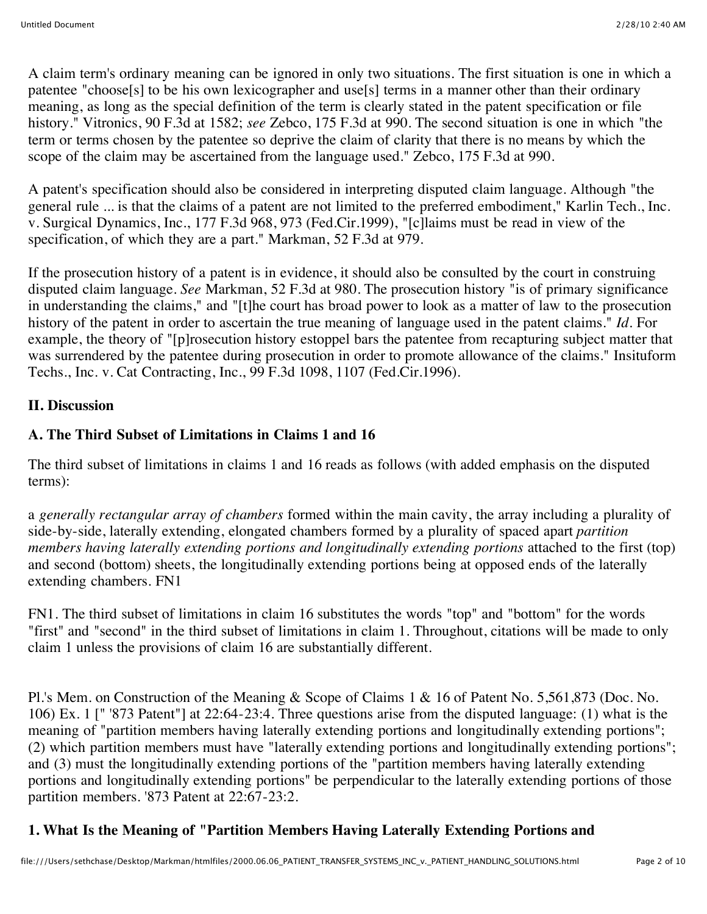A claim term's ordinary meaning can be ignored in only two situations. The first situation is one in which a patentee "choose[s] to be his own lexicographer and use[s] terms in a manner other than their ordinary meaning, as long as the special definition of the term is clearly stated in the patent specification or file history." Vitronics, 90 F.3d at 1582; *see* Zebco, 175 F.3d at 990. The second situation is one in which "the term or terms chosen by the patentee so deprive the claim of clarity that there is no means by which the scope of the claim may be ascertained from the language used." Zebco, 175 F.3d at 990.

A patent's specification should also be considered in interpreting disputed claim language. Although "the general rule ... is that the claims of a patent are not limited to the preferred embodiment," Karlin Tech., Inc. v. Surgical Dynamics, Inc., 177 F.3d 968, 973 (Fed.Cir.1999), "[c]laims must be read in view of the specification, of which they are a part." Markman, 52 F.3d at 979.

If the prosecution history of a patent is in evidence, it should also be consulted by the court in construing disputed claim language. *See* Markman, 52 F.3d at 980. The prosecution history "is of primary significance in understanding the claims," and "[t]he court has broad power to look as a matter of law to the prosecution history of the patent in order to ascertain the true meaning of language used in the patent claims." *Id*. For example, the theory of "[p]rosecution history estoppel bars the patentee from recapturing subject matter that was surrendered by the patentee during prosecution in order to promote allowance of the claims." Insituform Techs., Inc. v. Cat Contracting, Inc., 99 F.3d 1098, 1107 (Fed.Cir.1996).

## II. Discussion

### A. The Third Subset of Limitations in Claims 1 and 16

The third subset of limitations in claims 1 and 16 reads as follows (with added emphasis on the disputed terms):

a *generally rectangular array of chambers* formed within the main cavity, the array including a plurality of side-by-side, laterally extending, elongated chambers formed by a plurality of spaced apart *partition members having laterally extending portions and longitudinally extending portions* attached to the first (top) and second (bottom) sheets, the longitudinally extending portions being at opposed ends of the laterally extending chambers. FN1

FN1. The third subset of limitations in claim 16 substitutes the words "top" and "bottom" for the words "first" and "second" in the third subset of limitations in claim 1. Throughout, citations will be made to only claim 1 unless the provisions of claim 16 are substantially different.

Pl.'s Mem. on Construction of the Meaning & Scope of Claims 1 & 16 of Patent No. 5,561,873 (Doc. No. 106) Ex. 1 [" '873 Patent"] at 22:64-23:4. Three questions arise from the disputed language: (1) what is the meaning of "partition members having laterally extending portions and longitudinally extending portions"; (2) which partition members must have "laterally extending portions and longitudinally extending portions"; and (3) must the longitudinally extending portions of the "partition members having laterally extending portions and longitudinally extending portions" be perpendicular to the laterally extending portions of those partition members. '873 Patent at 22:67-23:2.

#### 1. What Is the Meaning of "Partition Members Having Laterally Extending Portions and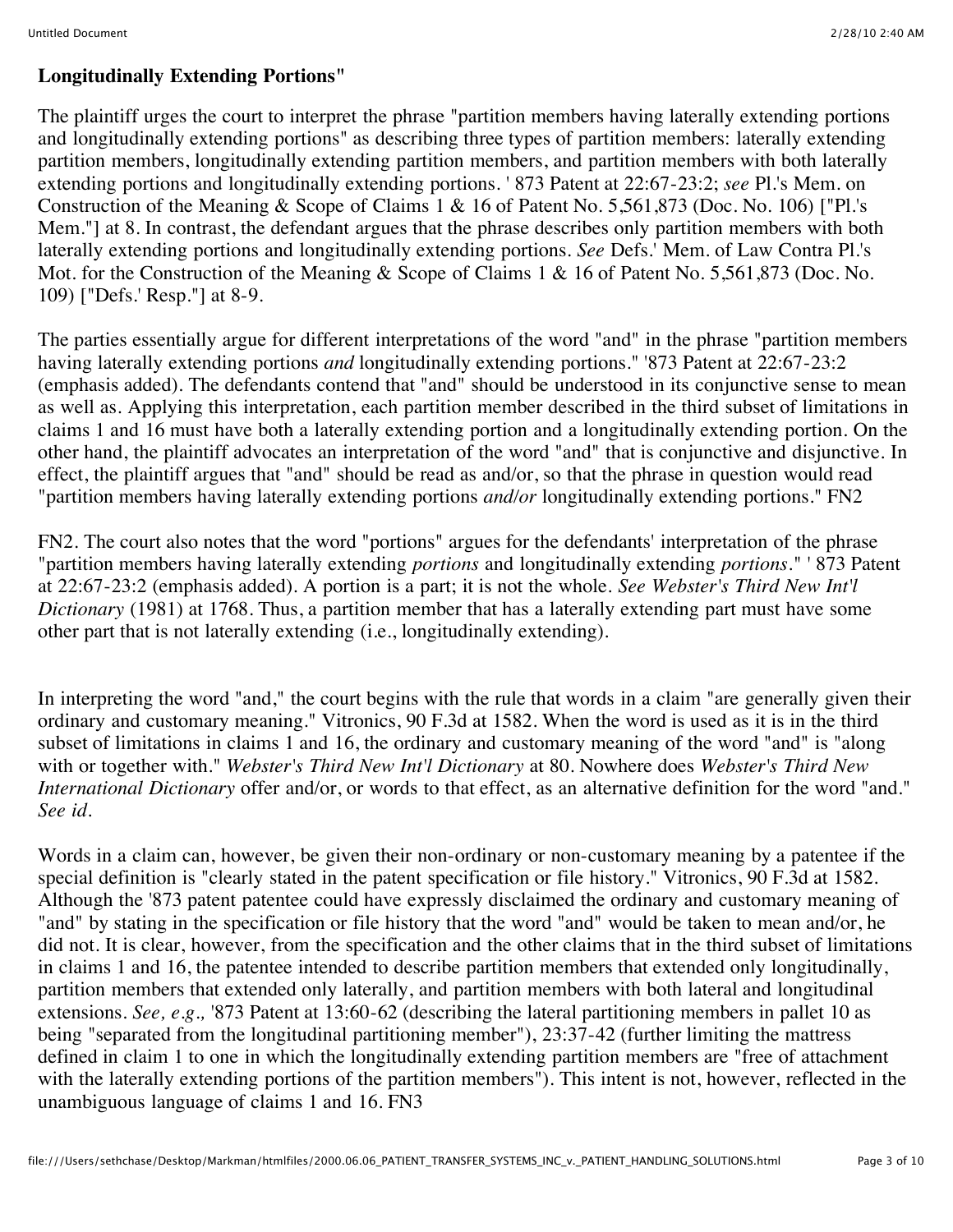**Longitudinally Extending Portions"**

The plaintiff urges the court to interpret the phrase "partition members having laterally extending portions and longitudinally extending portions" as describing three types of partition members: laterally extending partition members, longitudinally extending partition members, and partition members with both laterally extending portions and longitudinally extending portions. ' 873 Patent at 22:67-23:2; *see* Pl.'s Mem. on Construction of the Meaning & Scope of Claims 1 & 16 of Patent No. 5,561,873 (Doc. No. 106) ["Pl.'s Mem."] at 8. In contrast, the defendant argues that the phrase describes only partition members with both laterally extending portions and longitudinally extending portions. *See* Defs.' Mem. of Law Contra Pl.'s Mot. for the Construction of the Meaning & Scope of Claims 1 & 16 of Patent No. 5,561,873 (Doc. No. 109) ["Defs.' Resp."] at 8-9.

The parties essentially argue for different interpretations of the word "and" in the phrase "partition members having laterally extending portions *and* longitudinally extending portions." '873 Patent at 22:67-23:2 (emphasis added). The defendants contend that "and" should be understood in its conjunctive sense to mean as well as. Applying this interpretation, each partition member described in the third subset of limitations in claims 1 and 16 must have both a laterally extending portion and a longitudinally extending portion. On the other hand, the plaintiff advocates an interpretation of the word "and" that is conjunctive and disjunctive. In effect, the plaintiff argues that "and" should be read as and/or, so that the phrase in question would read "partition members having laterally extending portions *and/or* longitudinally extending portions." FN2

FN2. The court also notes that the word "portions" argues for the defendants' interpretation of the phrase "partition members having laterally extending *portions* and longitudinally extending *portions*." ' 873 Patent at 22:67-23:2 (emphasis added). A portion is a part; it is not the whole. *See Webster's Third New Int'l Dictionary* (1981) at 1768. Thus, a partition member that has a laterally extending part must have some other part that is not laterally extending (i.e., longitudinally extending).

In interpreting the word "and," the court begins with the rule that words in a claim "are generally given their ordinary and customary meaning." Vitronics, 90 F.3d at 1582. When the word is used as it is in the third subset of limitations in claims 1 and 16, the ordinary and customary meaning of the word "and" is "along with or together with." *Webster's Third New Int'l Dictionary* at 80. Nowhere does *Webster's Third New International Dictionary* offer and/or, or words to that effect, as an alternative definition for the word "and." *See id.*

Words in a claim can, however, be given their non-ordinary or non-customary meaning by a patentee if the special definition is "clearly stated in the patent specification or file history." Vitronics, 90 F.3d at 1582. Although the '873 patent patentee could have expressly disclaimed the ordinary and customary meaning of "and" by stating in the specification or file history that the word "and" would be taken to mean and/or, he did not. It is clear, however, from the specification and the other claims that in the third subset of limitations in claims 1 and 16, the patentee intended to describe partition members that extended only longitudinally, partition members that extended only laterally, and partition members with both lateral and longitudinal extensions. *See, e.g.,* '873 Patent at 13:60-62 (describing the lateral partitioning members in pallet 10 as being "separated from the longitudinal partitioning member"), 23:37-42 (further limiting the mattress defined in claim 1 to one in which the longitudinally extending partition members are "free of attachment with the laterally extending portions of the partition members"). This intent is not, however, reflected in the unambiguous language of claims 1 and 16. FN3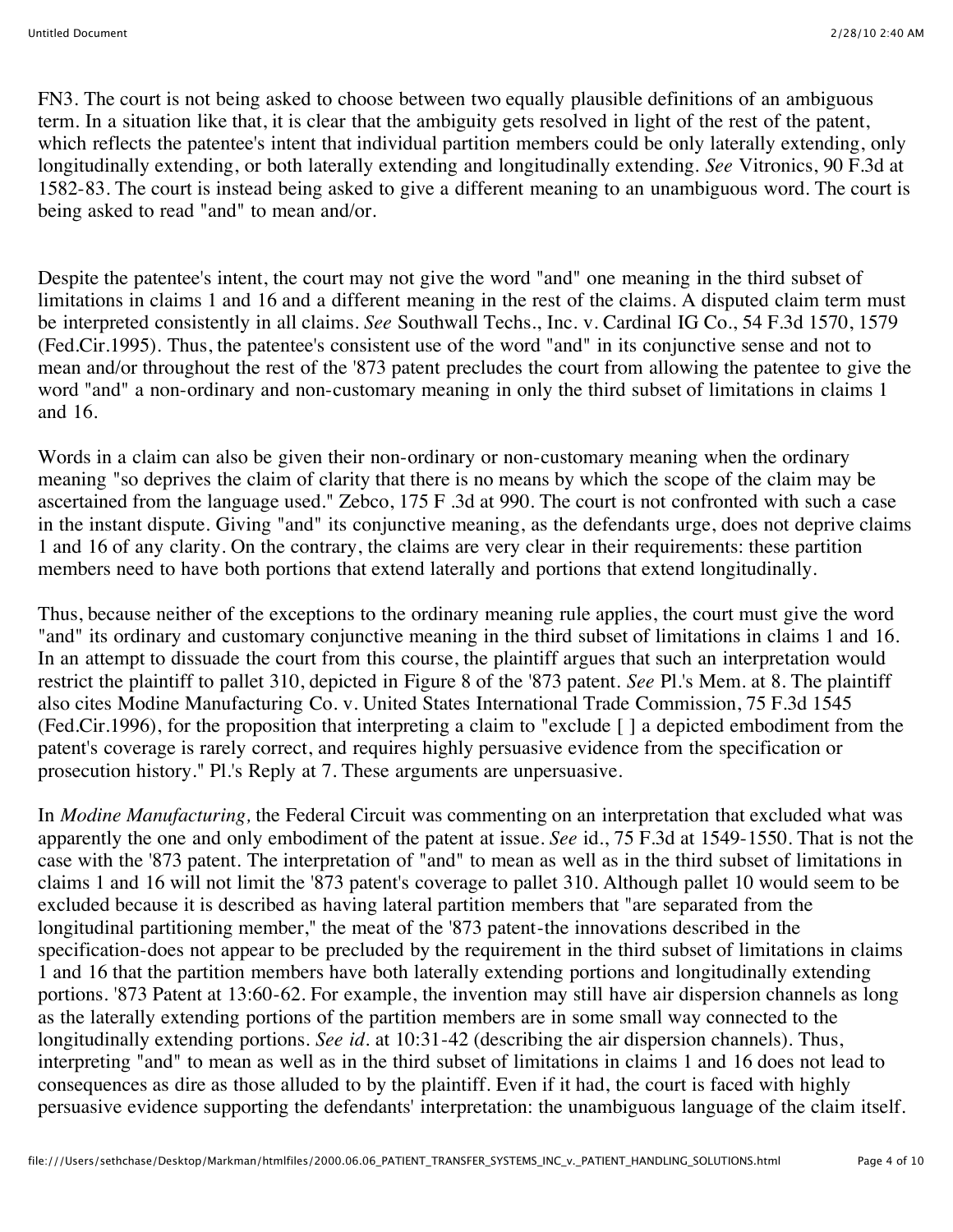FN3. The court is not being asked to choose between two equally plausible definitions of an ambiguous term. In a situation like that, it is clear that the ambiguity gets resolved in light of the rest of the patent, which reflects the patentee's intent that individual partition members could be only laterally extending, only longitudinally extending, or both laterally extending and longitudinally extending. *See* Vitronics, 90 F.3d at 1582-83. The court is instead being asked to give a different meaning to an unambiguous word. The court is being asked to read "and" to mean and/or.

Despite the patentee's intent, the court may not give the word "and" one meaning in the third subset of limitations in claims 1 and 16 and a different meaning in the rest of the claims. A disputed claim term must be interpreted consistently in all claims. *See* Southwall Techs., Inc. v. Cardinal IG Co., 54 F.3d 1570, 1579 (Fed.Cir.1995). Thus, the patentee's consistent use of the word "and" in its conjunctive sense and not to mean and/or throughout the rest of the '873 patent precludes the court from allowing the patentee to give the word "and" a non-ordinary and non-customary meaning in only the third subset of limitations in claims 1 and 16.

Words in a claim can also be given their non-ordinary or non-customary meaning when the ordinary meaning "so deprives the claim of clarity that there is no means by which the scope of the claim may be ascertained from the language used." Zebco, 175 F .3d at 990. The court is not confronted with such a case in the instant dispute. Giving "and" its conjunctive meaning, as the defendants urge, does not deprive claims 1 and 16 of any clarity. On the contrary, the claims are very clear in their requirements: these partition members need to have both portions that extend laterally and portions that extend longitudinally.

Thus, because neither of the exceptions to the ordinary meaning rule applies, the court must give the word "and" its ordinary and customary conjunctive meaning in the third subset of limitations in claims 1 and 16. In an attempt to dissuade the court from this course, the plaintiff argues that such an interpretation would restrict the plaintiff to pallet 310, depicted in Figure 8 of the '873 patent. *See* Pl.'s Mem. at 8. The plaintiff also cites Modine Manufacturing Co. v. United States International Trade Commission, 75 F.3d 1545 (Fed.Cir.1996), for the proposition that interpreting a claim to "exclude [ ] a depicted embodiment from the patent's coverage is rarely correct, and requires highly persuasive evidence from the specification or prosecution history." Pl.'s Reply at 7. These arguments are unpersuasive.

In *Modine Manufacturing,* the Federal Circuit was commenting on an interpretation that excluded what was apparently the one and only embodiment of the patent at issue. *See* id., 75 F.3d at 1549-1550. That is not the case with the '873 patent. The interpretation of "and" to mean as well as in the third subset of limitations in claims 1 and 16 will not limit the '873 patent's coverage to pallet 310. Although pallet 10 would seem to be excluded because it is described as having lateral partition members that "are separated from the longitudinal partitioning member," the meat of the '873 patent-the innovations described in the specification-does not appear to be precluded by the requirement in the third subset of limitations in claims 1 and 16 that the partition members have both laterally extending portions and longitudinally extending portions. '873 Patent at 13:60-62. For example, the invention may still have air dispersion channels as long as the laterally extending portions of the partition members are in some small way connected to the longitudinally extending portions. *See id.* at 10:31-42 (describing the air dispersion channels). Thus, interpreting "and" to mean as well as in the third subset of limitations in claims 1 and 16 does not lead to consequences as dire as those alluded to by the plaintiff. Even if it had, the court is faced with highly persuasive evidence supporting the defendants' interpretation: the unambiguous language of the claim itself.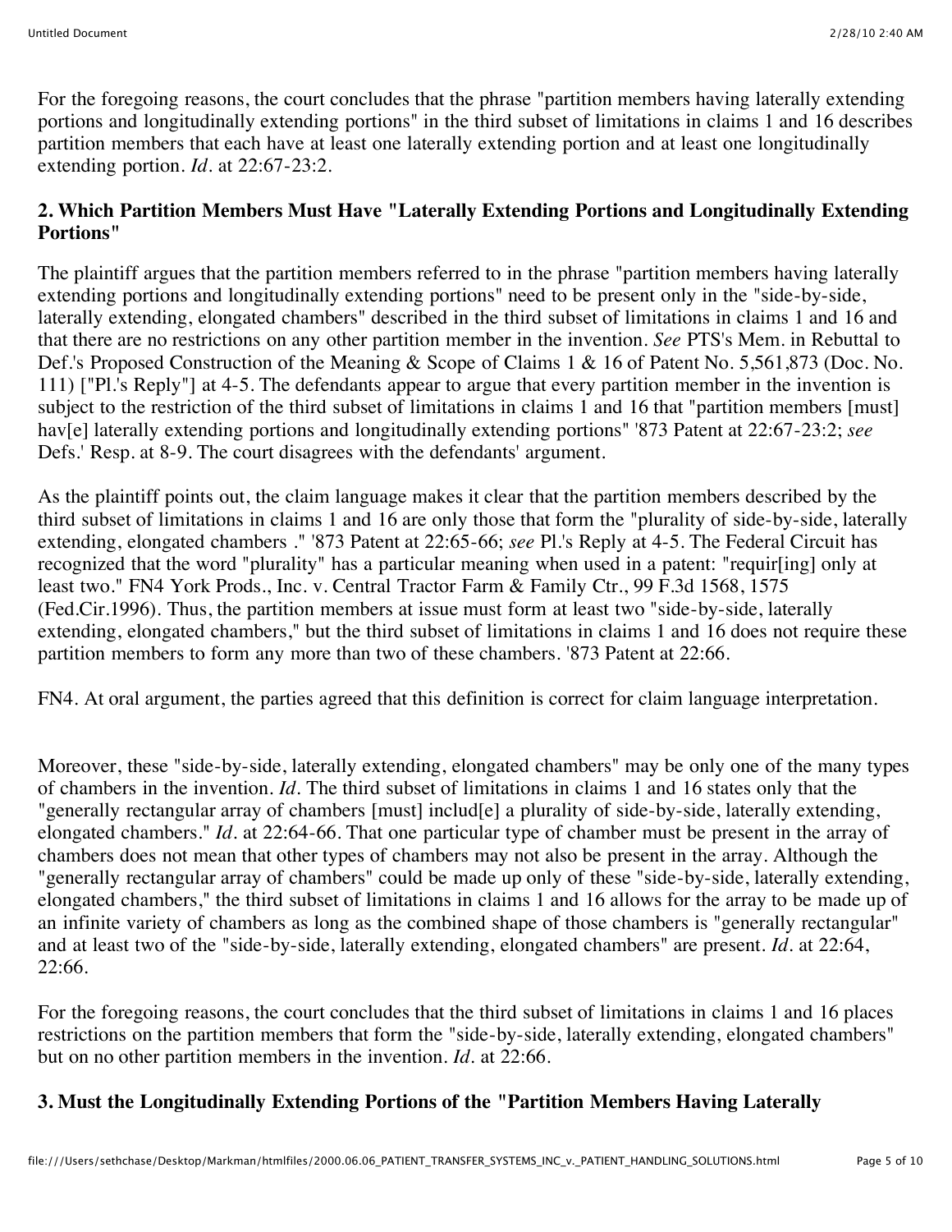For the foregoing reasons, the court concludes that the phrase "partition members having laterally extending portions and longitudinally extending portions" in the third subset of limitations in claims 1 and 16 describes partition members that each have at least one laterally extending portion and at least one longitudinally extending portion. *Id.* at 22:67-23:2.

**2. Which Partition Members Must Have "Laterally Extending Portions and Longitudinally Extending Portions"**

The plaintiff argues that the partition members referred to in the phrase "partition members having laterally extending portions and longitudinally extending portions" need to be present only in the "side-by-side, laterally extending, elongated chambers" described in the third subset of limitations in claims 1 and 16 and that there are no restrictions on any other partition member in the invention. *See* PTS's Mem. in Rebuttal to Def.'s Proposed Construction of the Meaning & Scope of Claims 1 & 16 of Patent No. 5,561,873 (Doc. No. 111) ["Pl.'s Reply"] at 4-5. The defendants appear to argue that every partition member in the invention is subject to the restriction of the third subset of limitations in claims 1 and 16 that "partition members [must] hav[e] laterally extending portions and longitudinally extending portions" '873 Patent at 22:67-23:2; *see* Defs.' Resp. at 8-9. The court disagrees with the defendants' argument.

As the plaintiff points out, the claim language makes it clear that the partition members described by the third subset of limitations in claims 1 and 16 are only those that form the "plurality of side-by-side, laterally extending, elongated chambers ." '873 Patent at 22:65-66; *see* Pl.'s Reply at 4-5. The Federal Circuit has recognized that the word "plurality" has a particular meaning when used in a patent: "requir[ing] only at least two." FN4 York Prods., Inc. v. Central Tractor Farm & Family Ctr., 99 F.3d 1568, 1575 (Fed.Cir.1996). Thus, the partition members at issue must form at least two "side-by-side, laterally extending, elongated chambers," but the third subset of limitations in claims 1 and 16 does not require these partition members to form any more than two of these chambers. '873 Patent at 22:66.

FN4. At oral argument, the parties agreed that this definition is correct for claim language interpretation.

Moreover, these "side-by-side, laterally extending, elongated chambers" may be only one of the many types of chambers in the invention. *Id.* The third subset of limitations in claims 1 and 16 states only that the "generally rectangular array of chambers [must] includ[e] a plurality of side-by-side, laterally extending, elongated chambers." *Id.* at 22:64-66. That one particular type of chamber must be present in the array of chambers does not mean that other types of chambers may not also be present in the array. Although the "generally rectangular array of chambers" could be made up only of these "side-by-side, laterally extending, elongated chambers," the third subset of limitations in claims 1 and 16 allows for the array to be made up of an infinite variety of chambers as long as the combined shape of those chambers is "generally rectangular" and at least two of the "side-by-side, laterally extending, elongated chambers" are present. *Id.* at 22:64, 22:66.

For the foregoing reasons, the court concludes that the third subset of limitations in claims 1 and 16 places restrictions on the partition members that form the "side-by-side, laterally extending, elongated chambers" but on no other partition members in the invention. *Id.* at 22:66.

**3. Must the Longitudinally Extending Portions of the "Partition Members Having Laterally**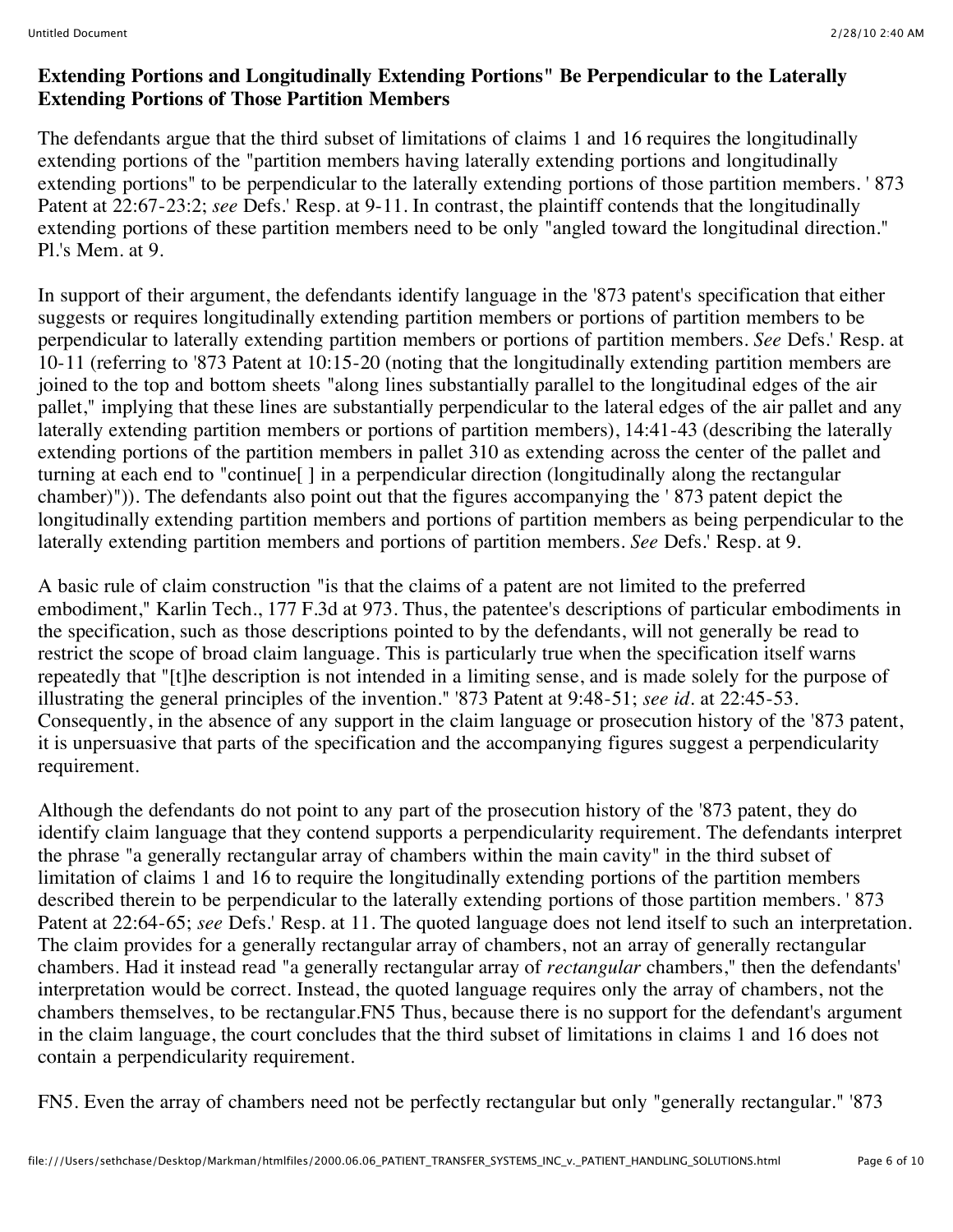**Extending Portions and Longitudinally Extending Portions" Be Perpendicular to the Laterally Extending Portions of Those Partition Members**

The defendants argue that the third subset of limitations of claims 1 and 16 requires the longitudinally extending portions of the "partition members having laterally extending portions and longitudinally extending portions" to be perpendicular to the laterally extending portions of those partition members. ' 873 Patent at 22:67-23:2; *see* Defs.' Resp. at 9-11. In contrast, the plaintiff contends that the longitudinally extending portions of these partition members need to be only "angled toward the longitudinal direction." Pl.'s Mem. at 9.

In support of their argument, the defendants identify language in the '873 patent's specification that either suggests or requires longitudinally extending partition members or portions of partition members to be perpendicular to laterally extending partition members or portions of partition members. *See* Defs.' Resp. at 10-11 (referring to '873 Patent at 10:15-20 (noting that the longitudinally extending partition members are joined to the top and bottom sheets "along lines substantially parallel to the longitudinal edges of the air pallet," implying that these lines are substantially perpendicular to the lateral edges of the air pallet and any laterally extending partition members or portions of partition members), 14:41-43 (describing the laterally extending portions of the partition members in pallet 310 as extending across the center of the pallet and turning at each end to "continue[ ] in a perpendicular direction (longitudinally along the rectangular chamber)")). The defendants also point out that the figures accompanying the ' 873 patent depict the longitudinally extending partition members and portions of partition members as being perpendicular to the laterally extending partition members and portions of partition members. *See* Defs.' Resp. at 9.

A basic rule of claim construction "is that the claims of a patent are not limited to the preferred embodiment," Karlin Tech., 177 F.3d at 973. Thus, the patentee's descriptions of particular embodiments in the specification, such as those descriptions pointed to by the defendants, will not generally be read to restrict the scope of broad claim language. This is particularly true when the specification itself warns repeatedly that "[t]he description is not intended in a limiting sense, and is made solely for the purpose of illustrating the general principles of the invention." '873 Patent at 9:48-51; *see id.* at 22:45-53. Consequently, in the absence of any support in the claim language or prosecution history of the '873 patent, it is unpersuasive that parts of the specification and the accompanying figures suggest a perpendicularity requirement.

Although the defendants do not point to any part of the prosecution history of the '873 patent, they do identify claim language that they contend supports a perpendicularity requirement. The defendants interpret the phrase "a generally rectangular array of chambers within the main cavity" in the third subset of limitation of claims 1 and 16 to require the longitudinally extending portions of the partition members described therein to be perpendicular to the laterally extending portions of those partition members. ' 873 Patent at 22:64-65; *see* Defs.' Resp. at 11. The quoted language does not lend itself to such an interpretation. The claim provides for a generally rectangular array of chambers, not an array of generally rectangular chambers. Had it instead read "a generally rectangular array of *rectangular* chambers," then the defendants' interpretation would be correct. Instead, the quoted language requires only the array of chambers, not the chambers themselves, to be rectangular.FN5 Thus, because there is no support for the defendant's argument in the claim language, the court concludes that the third subset of limitations in claims 1 and 16 does not contain a perpendicularity requirement.

FN5. Even the array of chambers need not be perfectly rectangular but only "generally rectangular." '873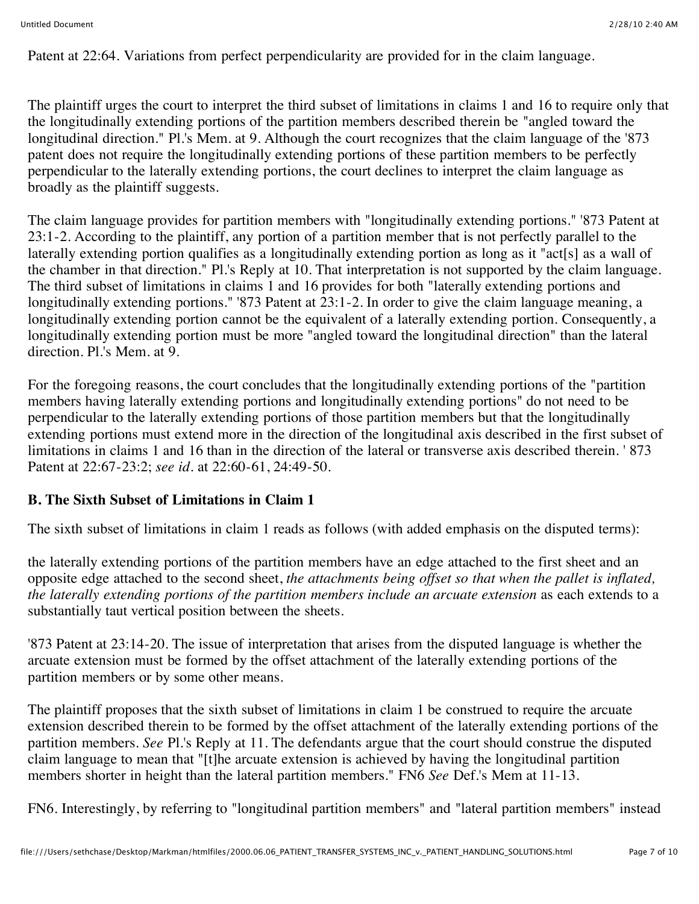Patent at 22:64. Variations from perfect perpendicularity are provided for in the claim language.

The plaintiff urges the court to interpret the third subset of limitations in claims 1 and 16 to require only that the longitudinally extending portions of the partition members described therein be "angled toward the longitudinal direction." Pl.'s Mem. at 9. Although the court recognizes that the claim language of the '873 patent does not require the longitudinally extending portions of these partition members to be perfectly perpendicular to the laterally extending portions, the court declines to interpret the claim language as broadly as the plaintiff suggests.

The claim language provides for partition members with "longitudinally extending portions." '873 Patent at 23:1-2. According to the plaintiff, any portion of a partition member that is not perfectly parallel to the laterally extending portion qualifies as a longitudinally extending portion as long as it "act[s] as a wall of the chamber in that direction." Pl.'s Reply at 10. That interpretation is not supported by the claim language. The third subset of limitations in claims 1 and 16 provides for both "laterally extending portions and longitudinally extending portions." '873 Patent at 23:1-2. In order to give the claim language meaning, a longitudinally extending portion cannot be the equivalent of a laterally extending portion. Consequently, a longitudinally extending portion must be more "angled toward the longitudinal direction" than the lateral direction. Pl.'s Mem. at 9.

For the foregoing reasons, the court concludes that the longitudinally extending portions of the "partition members having laterally extending portions and longitudinally extending portions" do not need to be perpendicular to the laterally extending portions of those partition members but that the longitudinally extending portions must extend more in the direction of the longitudinal axis described in the first subset of limitations in claims 1 and 16 than in the direction of the lateral or transverse axis described therein. ' 873 Patent at 22:67-23:2; *see id*. at 22:60-61, 24:49-50.

**B. The Sixth Subset of Limitations in Claim 1**

The sixth subset of limitations in claim 1 reads as follows (with added emphasis on the disputed terms):

the laterally extending portions of the partition members have an edge attached to the first sheet and an opposite edge attached to the second sheet, *the attachments being offset so that when the pallet is inflated, the laterally extending portions of the partition members include an arcuate extension* as each extends to a substantially taut vertical position between the sheets.

'873 Patent at 23:14-20. The issue of interpretation that arises from the disputed language is whether the arcuate extension must be formed by the offset attachment of the laterally extending portions of the partition members or by some other means.

The plaintiff proposes that the sixth subset of limitations in claim 1 be construed to require the arcuate extension described therein to be formed by the offset attachment of the laterally extending portions of the partition members. *See* Pl.'s Reply at 11. The defendants argue that the court should construe the disputed claim language to mean that "[t]he arcuate extension is achieved by having the longitudinal partition members shorter in height than the lateral partition members." FN6 *See* Def.'s Mem at 11-13.

FN6. Interestingly, by referring to "longitudinal partition members" and "lateral partition members" instead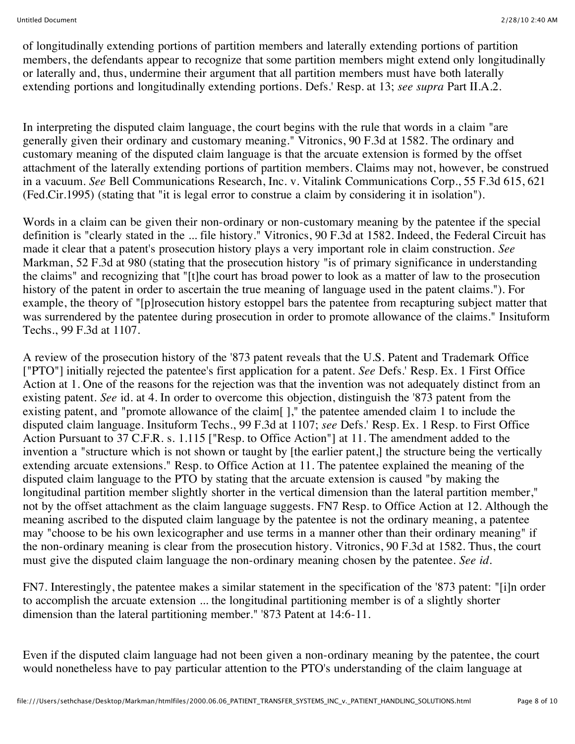of longitudinally extending portions of partition members and laterally extending portions of partition members, the defendants appear to recognize that some partition members might extend only longitudinally or laterally and, thus, undermine their argument that all partition members must have both laterally extending portions and longitudinally extending portions. Defs.' Resp. at 13; *see supra* Part II.A.2.

In interpreting the disputed claim language, the court begins with the rule that words in a claim "are generally given their ordinary and customary meaning." Vitronics, 90 F.3d at 1582. The ordinary and customary meaning of the disputed claim language is that the arcuate extension is formed by the offset attachment of the laterally extending portions of partition members. Claims may not, however, be construed in a vacuum. *See* Bell Communications Research, Inc. v. Vitalink Communications Corp., 55 F.3d 615, 621 (Fed.Cir.1995) (stating that "it is legal error to construe a claim by considering it in isolation").

Words in a claim can be given their non-ordinary or non-customary meaning by the patentee if the special definition is "clearly stated in the ... file history." Vitronics, 90 F.3d at 1582. Indeed, the Federal Circuit has made it clear that a patent's prosecution history plays a very important role in claim construction. *See* Markman, 52 F.3d at 980 (stating that the prosecution history "is of primary significance in understanding the claims" and recognizing that "[t]he court has broad power to look as a matter of law to the prosecution history of the patent in order to ascertain the true meaning of language used in the patent claims."). For example, the theory of "[p]rosecution history estoppel bars the patentee from recapturing subject matter that was surrendered by the patentee during prosecution in order to promote allowance of the claims." Insituform Techs., 99 F.3d at 1107.

A review of the prosecution history of the '873 patent reveals that the U.S. Patent and Trademark Office ["PTO"] initially rejected the patentee's first application for a patent. *See* Defs.' Resp. Ex. 1 First Office Action at 1. One of the reasons for the rejection was that the invention was not adequately distinct from an existing patent. *See* id. at 4. In order to overcome this objection, distinguish the '873 patent from the existing patent, and "promote allowance of the claim[ ]," the patentee amended claim 1 to include the disputed claim language. Insituform Techs., 99 F.3d at 1107; *see* Defs.' Resp. Ex. 1 Resp. to First Office Action Pursuant to 37 C.F.R. s. 1.115 ["Resp. to Office Action"] at 11. The amendment added to the invention a "structure which is not shown or taught by [the earlier patent,] the structure being the vertically extending arcuate extensions." Resp. to Office Action at 11. The patentee explained the meaning of the disputed claim language to the PTO by stating that the arcuate extension is caused "by making the longitudinal partition member slightly shorter in the vertical dimension than the lateral partition member," not by the offset attachment as the claim language suggests. FN7 Resp. to Office Action at 12. Although the meaning ascribed to the disputed claim language by the patentee is not the ordinary meaning, a patentee may "choose to be his own lexicographer and use terms in a manner other than their ordinary meaning" if the non-ordinary meaning is clear from the prosecution history. Vitronics, 90 F.3d at 1582. Thus, the court must give the disputed claim language the non-ordinary meaning chosen by the patentee. *See id.*

FN7. Interestingly, the patentee makes a similar statement in the specification of the '873 patent: "[i]n order to accomplish the arcuate extension ... the longitudinal partitioning member is of a slightly shorter dimension than the lateral partitioning member." '873 Patent at 14:6-11.

Even if the disputed claim language had not been given a non-ordinary meaning by the patentee, the court would nonetheless have to pay particular attention to the PTO's understanding of the claim language at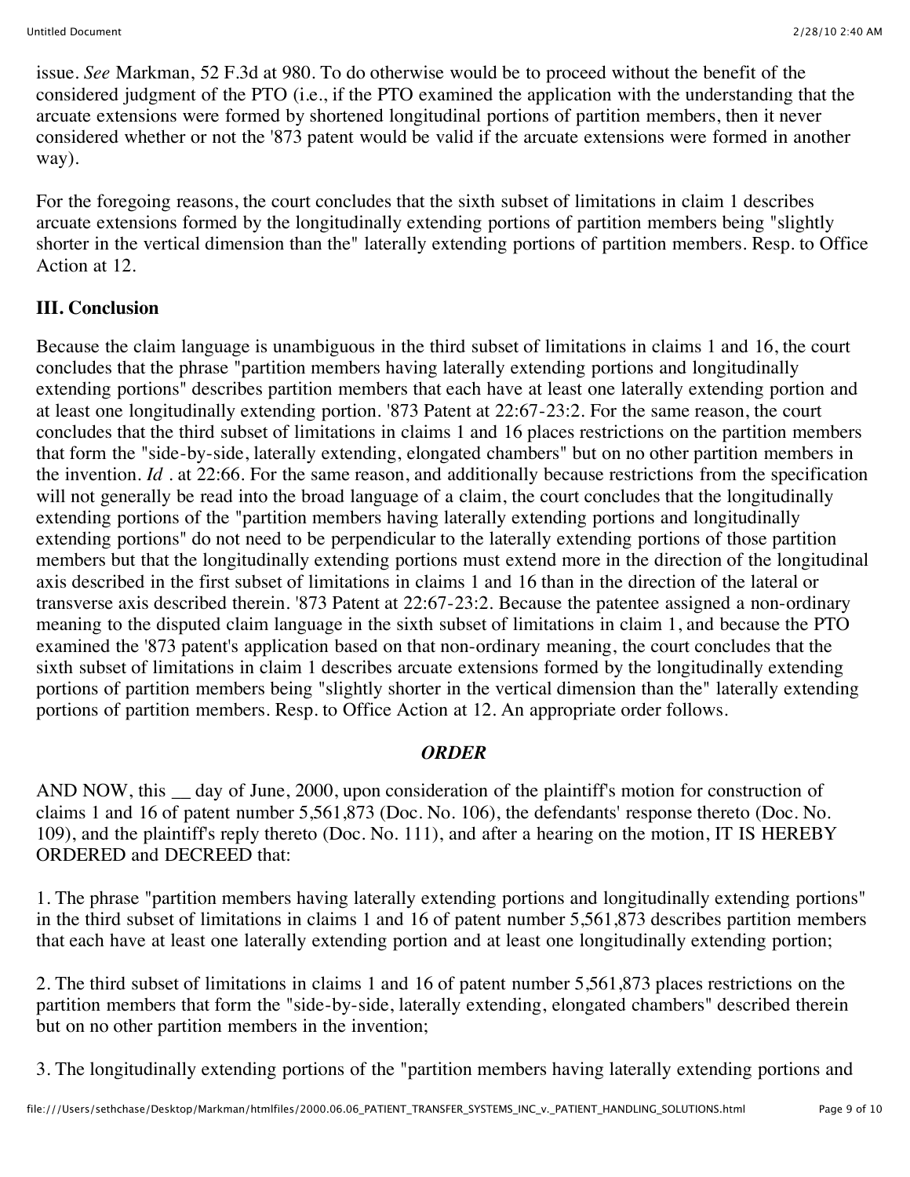issue. *See* Markman, 52 F.3d at 980. To do otherwise would be to proceed without the benefit of the considered judgment of the PTO (i.e., if the PTO examined the application with the understanding that the arcuate extensions were formed by shortened longitudinal portions of partition members, then it never considered whether or not the '873 patent would be valid if the arcuate extensions were formed in another way).

For the foregoing reasons, the court concludes that the sixth subset of limitations in claim 1 describes arcuate extensions formed by the longitudinally extending portions of partition members being "slightly shorter in the vertical dimension than the" laterally extending portions of partition members. Resp. to Office Action at 12.

### III. Conclusion

Because the claim language is unambiguous in the third subset of limitations in claims 1 and 16, the court concludes that the phrase "partition members having laterally extending portions and longitudinally extending portions" describes partition members that each have at least one laterally extending portion and at least one longitudinally extending portion. '873 Patent at 22:67-23:2. For the same reason, the court concludes that the third subset of limitations in claims 1 and 16 places restrictions on the partition members that form the "side-by-side, laterally extending, elongated chambers" but on no other partition members in the invention. *Id* . at 22:66. For the same reason, and additionally because restrictions from the specification will not generally be read into the broad language of a claim, the court concludes that the longitudinally extending portions of the "partition members having laterally extending portions and longitudinally extending portions" do not need to be perpendicular to the laterally extending portions of those partition members but that the longitudinally extending portions must extend more in the direction of the longitudinal axis described in the first subset of limitations in claims 1 and 16 than in the direction of the lateral or transverse axis described therein. '873 Patent at 22:67-23:2. Because the patentee assigned a non-ordinary meaning to the disputed claim language in the sixth subset of limitations in claim 1, and because the PTO examined the '873 patent's application based on that non-ordinary meaning, the court concludes that the sixth subset of limitations in claim 1 describes arcuate extensions formed by the longitudinally extending portions of partition members being "slightly shorter in the vertical dimension than the" laterally extending portions of partition members. Resp. to Office Action at 12. An appropriate order follows.

***ORDER***

AND NOW, this __ day of June, 2000, upon consideration of the plaintiff's motion for construction of claims 1 and 16 of patent number 5,561,873 (Doc. No. 106), the defendants' response thereto (Doc. No. 109), and the plaintiff's reply thereto (Doc. No. 111), and after a hearing on the motion, IT IS HEREBY ORDERED and DECREED that:

1. The phrase "partition members having laterally extending portions and longitudinally extending portions" in the third subset of limitations in claims 1 and 16 of patent number 5,561,873 describes partition members that each have at least one laterally extending portion and at least one longitudinally extending portion;

2. The third subset of limitations in claims 1 and 16 of patent number 5,561,873 places restrictions on the partition members that form the "side-by-side, laterally extending, elongated chambers" described therein but on no other partition members in the invention;

3. The longitudinally extending portions of the "partition members having laterally extending portions and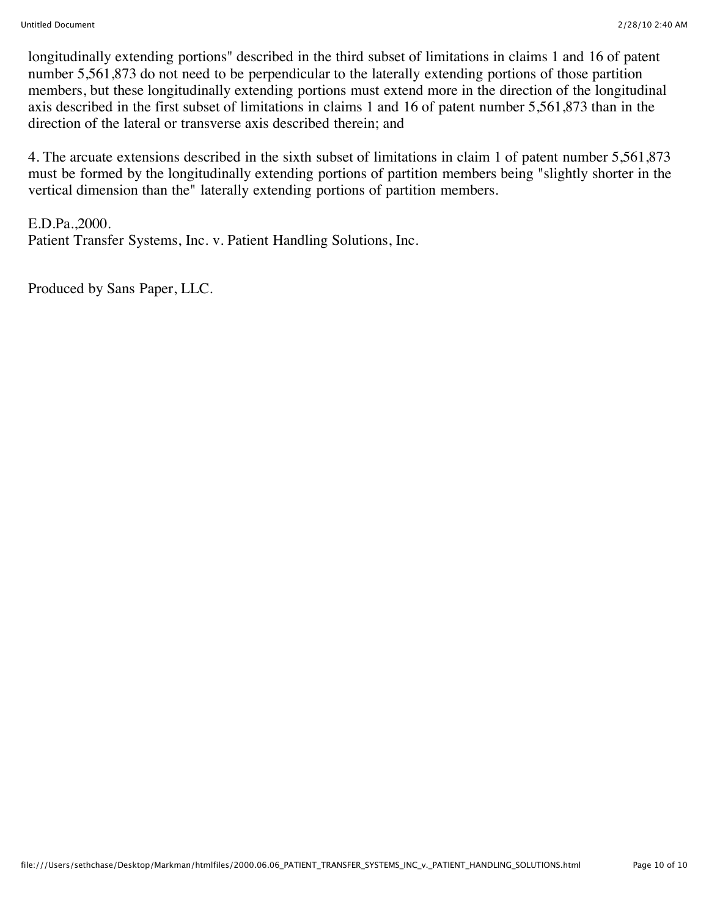longitudinally extending portions" described in the third subset of limitations in claims 1 and 16 of patent number 5,561,873 do not need to be perpendicular to the laterally extending portions of those partition members, but these longitudinally extending portions must extend more in the direction of the longitudinal axis described in the first subset of limitations in claims 1 and 16 of patent number 5,561,873 than in the direction of the lateral or transverse axis described therein; and

4. The arcuate extensions described in the sixth subset of limitations in claim 1 of patent number 5,561,873 must be formed by the longitudinally extending portions of partition members being "slightly shorter in the vertical dimension than the" laterally extending portions of partition members.

E.D.Pa.,2000.
Patient Transfer Systems, Inc. v. Patient Handling Solutions, Inc.

Produced by Sans Paper, LLC.